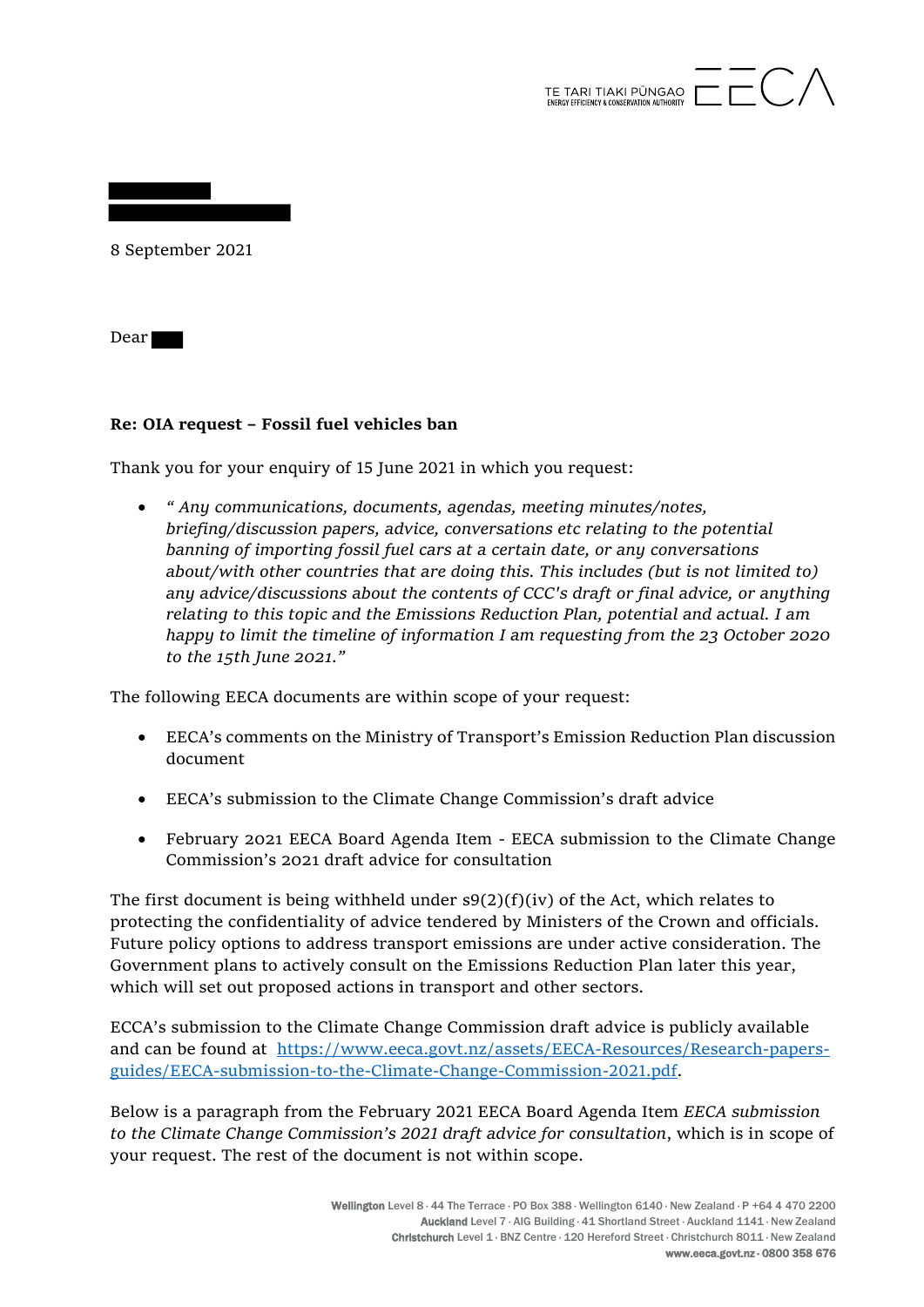TE TARI TIAKI PŪNGAO
ENERGY EFFICIENCY & CONSERVATION AUTHORITY

8 September 2021

Dear

**Re: OIA request – Fossil fuel vehicles ban**

Thank you for your enquiry of 15 June 2021 in which you request:

- *" Any communications, documents, agendas, meeting minutes/notes, briefing/discussion papers, advice, conversations etc relating to the potential banning of importing fossil fuel cars at a certain date, or any conversations about/with other countries that are doing this. This includes (but is not limited to) any advice/discussions about the contents of CCC's draft or final advice, or anything relating to this topic and the Emissions Reduction Plan, potential and actual. I am happy to limit the timeline of information I am requesting from the 23 October 2020 to the 15th June 2021."*

The following EECA documents are within scope of your request:

- EECA's comments on the Ministry of Transport's Emission Reduction Plan discussion document
- EECA's submission to the Climate Change Commission's draft advice
- February 2021 EECA Board Agenda Item - EECA submission to the Climate Change Commission's 2021 draft advice for consultation

The first document is being withheld under s9(2)(f)(iv) of the Act, which relates to protecting the confidentiality of advice tendered by Ministers of the Crown and officials. Future policy options to address transport emissions are under active consideration. The Government plans to actively consult on the Emissions Reduction Plan later this year, which will set out proposed actions in transport and other sectors.

ECCA's submission to the Climate Change Commission draft advice is publicly available and can be found at [https://www.eeca.govt.nz/assets/EECA-Resources/Research-papers-guides/EECA-submission-to-the-Climate-Change-Commission-2021.pdf](https://www.eeca.govt.nz/assets/EECA-Resources/Research-papers-guides/EECA-submission-to-the-Climate-Change-Commission-2021.pdf).

Below is a paragraph from the February 2021 EECA Board Agenda Item *EECA submission to the Climate Change Commission's 2021 draft advice for consultation*, which is in scope of your request. The rest of the document is not within scope.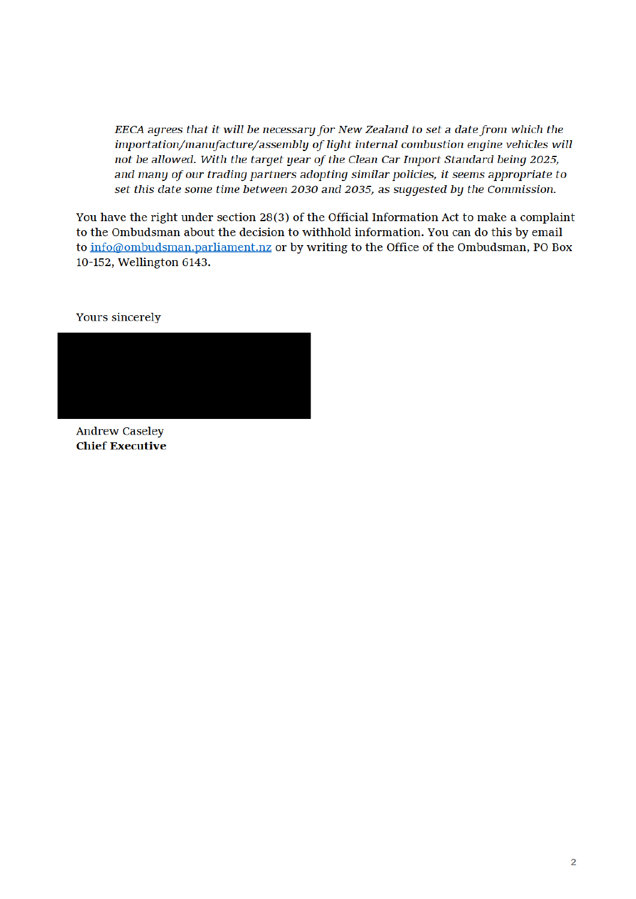> *EECA agrees that it will be necessary for New Zealand to set a date from which the importation/manufacture/assembly of light internal combustion engine vehicles will not be allowed. With the target year of the Clean Car Import Standard being 2025, and many of our trading partners adopting similar policies, it seems appropriate to set this date some time between 2030 and 2035, as suggested by the Commission.*

You have the right under section 28(3) of the Official Information Act to make a complaint to the Ombudsman about the decision to withhold information. You can do this by email to info@ombudsman.parliament.nz or by writing to the Office of the Ombudsman, PO Box 10-152, Wellington 6143.

Yours sincerely

Andrew Caseley
**Chief Executive**